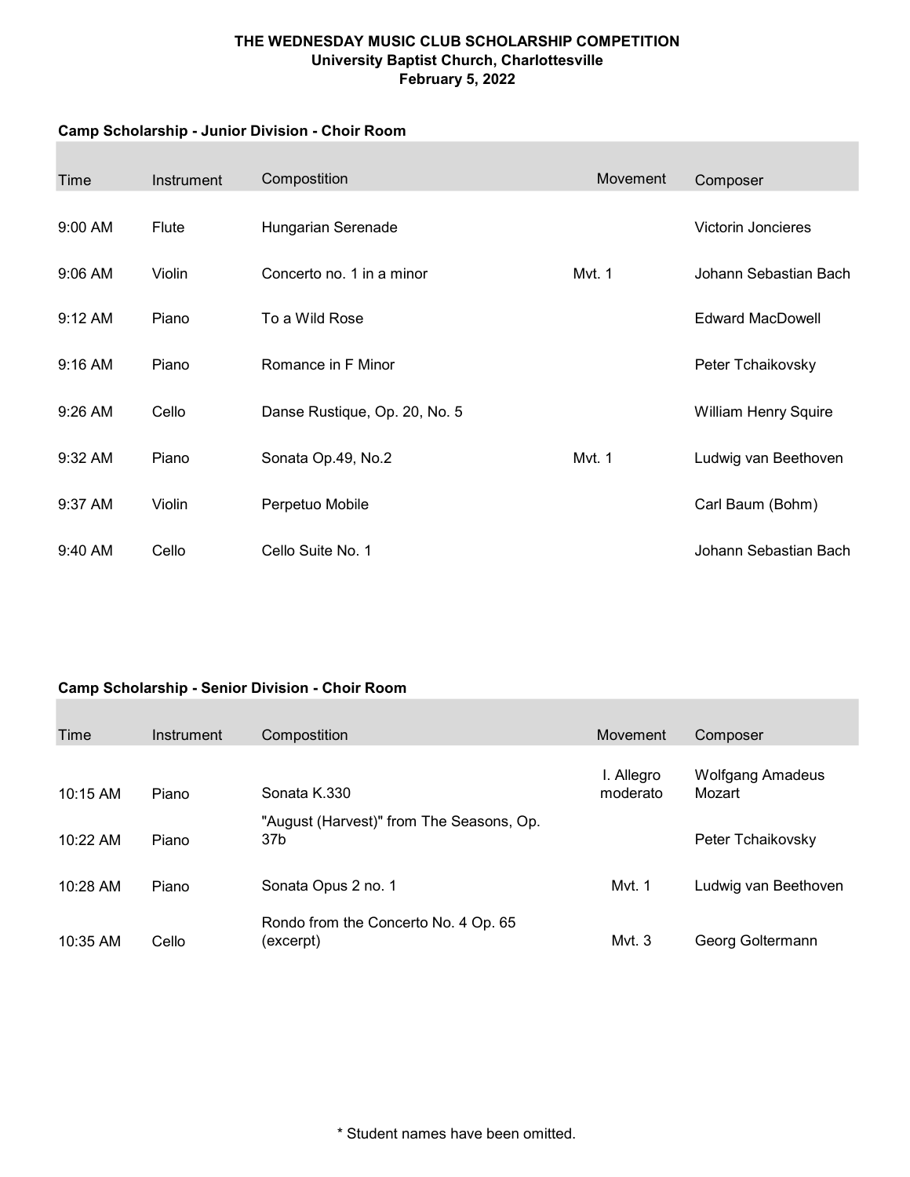# THE WEDNESDAY MUSIC CLUB SCHOLARSHIP COMPETITION

**University Baptist Church, Charlottesville**

**February 5, 2022**

### Camp Scholarship - Junior Division - Choir Room

| Time | Instrument | Compostition | Movement | Composer |
|---|---|---|---|---|
| 9:00 AM | Flute | Hungarian Serenade | | Victorin Joncieres |
| 9:06 AM | Violin | Concerto no. 1 in a minor | Mvt. 1 | Johann Sebastian Bach |
| 9:12 AM | Piano | To a Wild Rose | | Edward MacDowell |
| 9:16 AM | Piano | Romance in F Minor | | Peter Tchaikovsky |
| 9:26 AM | Cello | Danse Rustique, Op. 20, No. 5 | | William Henry Squire |
| 9:32 AM | Piano | Sonata Op.49, No.2 | Mvt. 1 | Ludwig van Beethoven |
| 9:37 AM | Violin | Perpetuo Mobile | | Carl Baum (Bohm) |
| 9:40 AM | Cello | Cello Suite No. 1 | | Johann Sebastian Bach |

### Camp Scholarship - Senior Division - Choir Room

| Time | Instrument | Compostition | Movement | Composer |
|---|---|---|---|---|
| 10:15 AM | Piano | Sonata K.330 | I. Allegro moderato | Wolfgang Amadeus Mozart |
| 10:22 AM | Piano | "August (Harvest)" from The Seasons, Op. 37b | | Peter Tchaikovsky |
| 10:28 AM | Piano | Sonata Opus 2 no. 1 | Mvt. 1 | Ludwig van Beethoven |
| 10:35 AM | Cello | Rondo from the Concerto No. 4 Op. 65 (excerpt) | Mvt. 3 | Georg Goltermann |

* Student names have been omitted.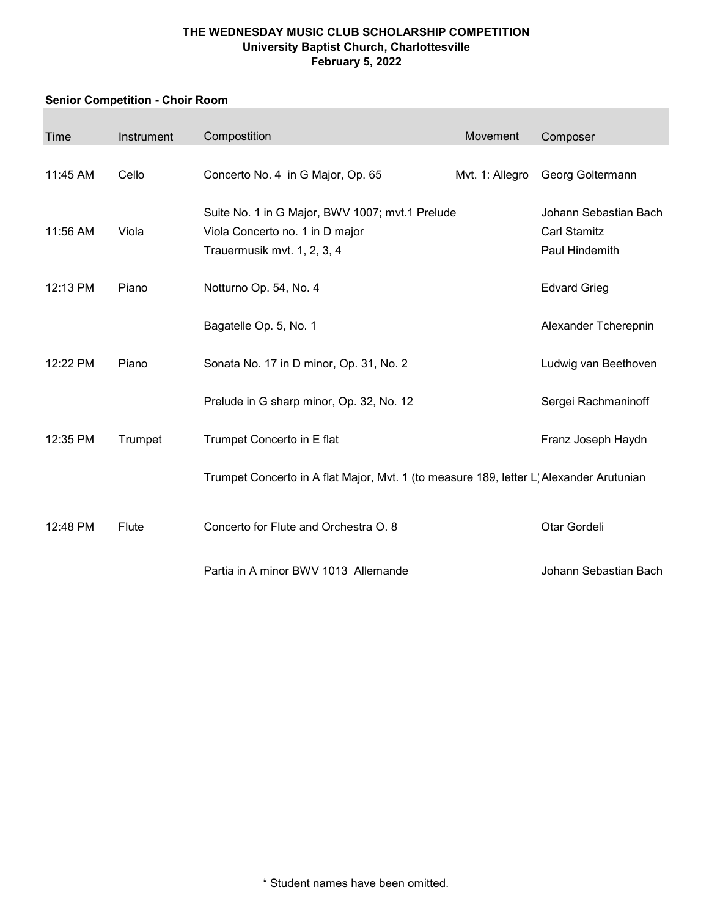**THE WEDNESDAY MUSIC CLUB SCHOLARSHIP COMPETITION**
**University Baptist Church, Charlottesville**
**February 5, 2022**

**Senior Competition - Choir Room**

| Time | Instrument | Compostition | Movement | Composer |
|---|---|---|---|---|
| 11:45 AM | Cello | Concerto No. 4 in G Major, Op. 65 | Mvt. 1: Allegro | Georg Goltermann |
| | | Suite No. 1 in G Major, BWV 1007; mvt.1 Prelude | | Johann Sebastian Bach |
| 11:56 AM | Viola | Viola Concerto no. 1 in D major | | Carl Stamitz |
| | | Trauermusik mvt. 1, 2, 3, 4 | | Paul Hindemith |
| 12:13 PM | Piano | Notturno Op. 54, No. 4 | | Edvard Grieg |
| | | Bagatelle Op. 5, No. 1 | | Alexander Tcherepnin |
| 12:22 PM | Piano | Sonata No. 17 in D minor, Op. 31, No. 2 | | Ludwig van Beethoven |
| | | Prelude in G sharp minor, Op. 32, No. 12 | | Sergei Rachmaninoff |
| 12:35 PM | Trumpet | Trumpet Concerto in E flat | | Franz Joseph Haydn |
| | | Trumpet Concerto in A flat Major, Mvt. 1 (to measure 189, letter L) | | Alexander Arutunian |
| 12:48 PM | Flute | Concerto for Flute and Orchestra O. 8 | | Otar Gordeli |
| | | Partia in A minor BWV 1013 Allemande | | Johann Sebastian Bach |

* Student names have been omitted.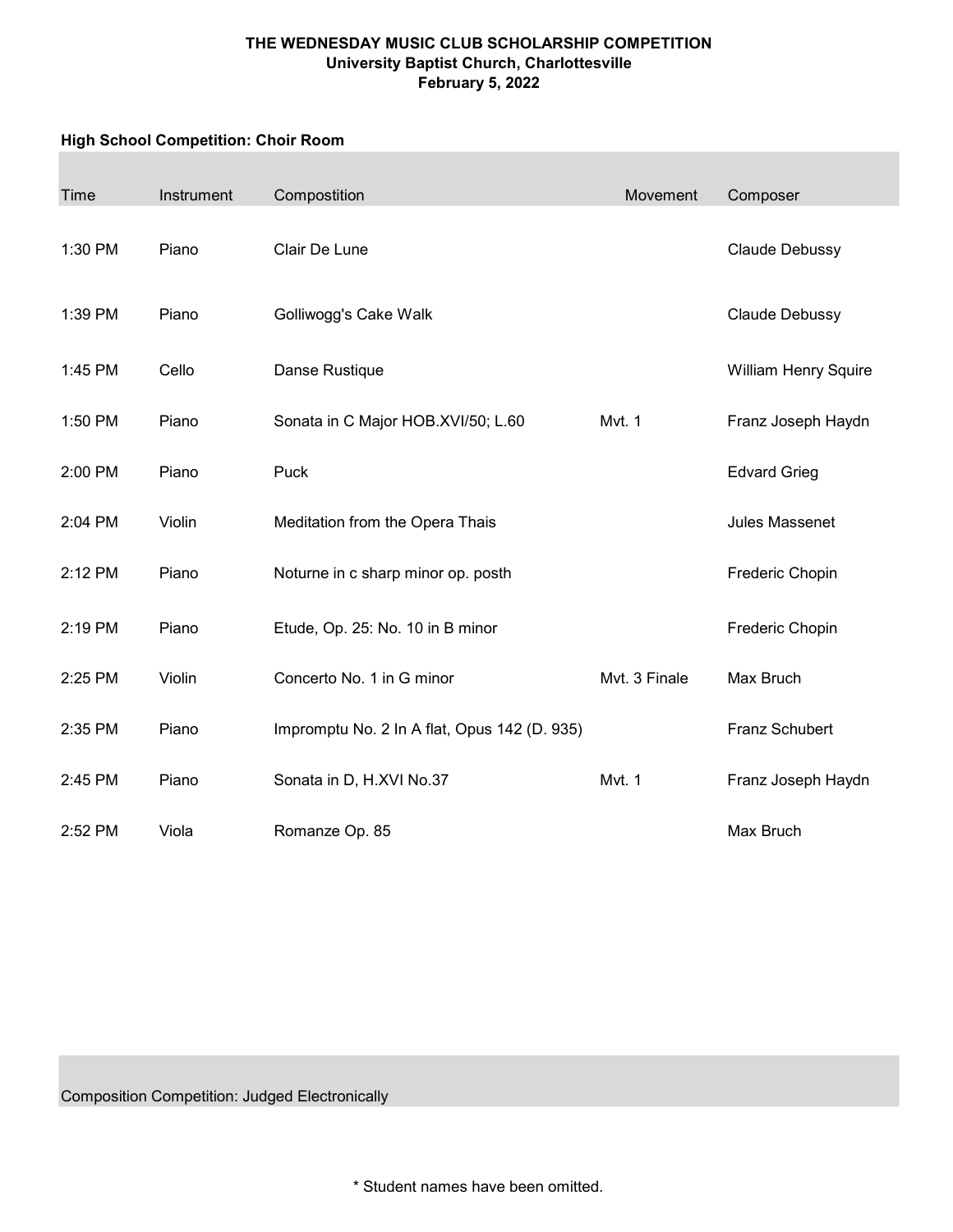**THE WEDNESDAY MUSIC CLUB SCHOLARSHIP COMPETITION**
**University Baptist Church, Charlottesville**
**February 5, 2022**

**High School Competition: Choir Room**

| Time | Instrument | Compostition | Movement | Composer |
|---|---|---|---|---|
| 1:30 PM | Piano | Clair De Lune | | Claude Debussy |
| 1:39 PM | Piano | Golliwogg's Cake Walk | | Claude Debussy |
| 1:45 PM | Cello | Danse Rustique | | William Henry Squire |
| 1:50 PM | Piano | Sonata in C Major HOB.XVI/50; L.60 | Mvt. 1 | Franz Joseph Haydn |
| 2:00 PM | Piano | Puck | | Edvard Grieg |
| 2:04 PM | Violin | Meditation from the Opera Thais | | Jules Massenet |
| 2:12 PM | Piano | Noturne in c sharp minor op. posth | | Frederic Chopin |
| 2:19 PM | Piano | Etude, Op. 25: No. 10 in B minor | | Frederic Chopin |
| 2:25 PM | Violin | Concerto No. 1 in G minor | Mvt. 3 Finale | Max Bruch |
| 2:35 PM | Piano | Impromptu No. 2 In A flat, Opus 142 (D. 935) | | Franz Schubert |
| 2:45 PM | Piano | Sonata in D, H.XVI No.37 | Mvt. 1 | Franz Joseph Haydn |
| 2:52 PM | Viola | Romanze Op. 85 | | Max Bruch |

Composition Competition: Judged Electronically

* Student names have been omitted.